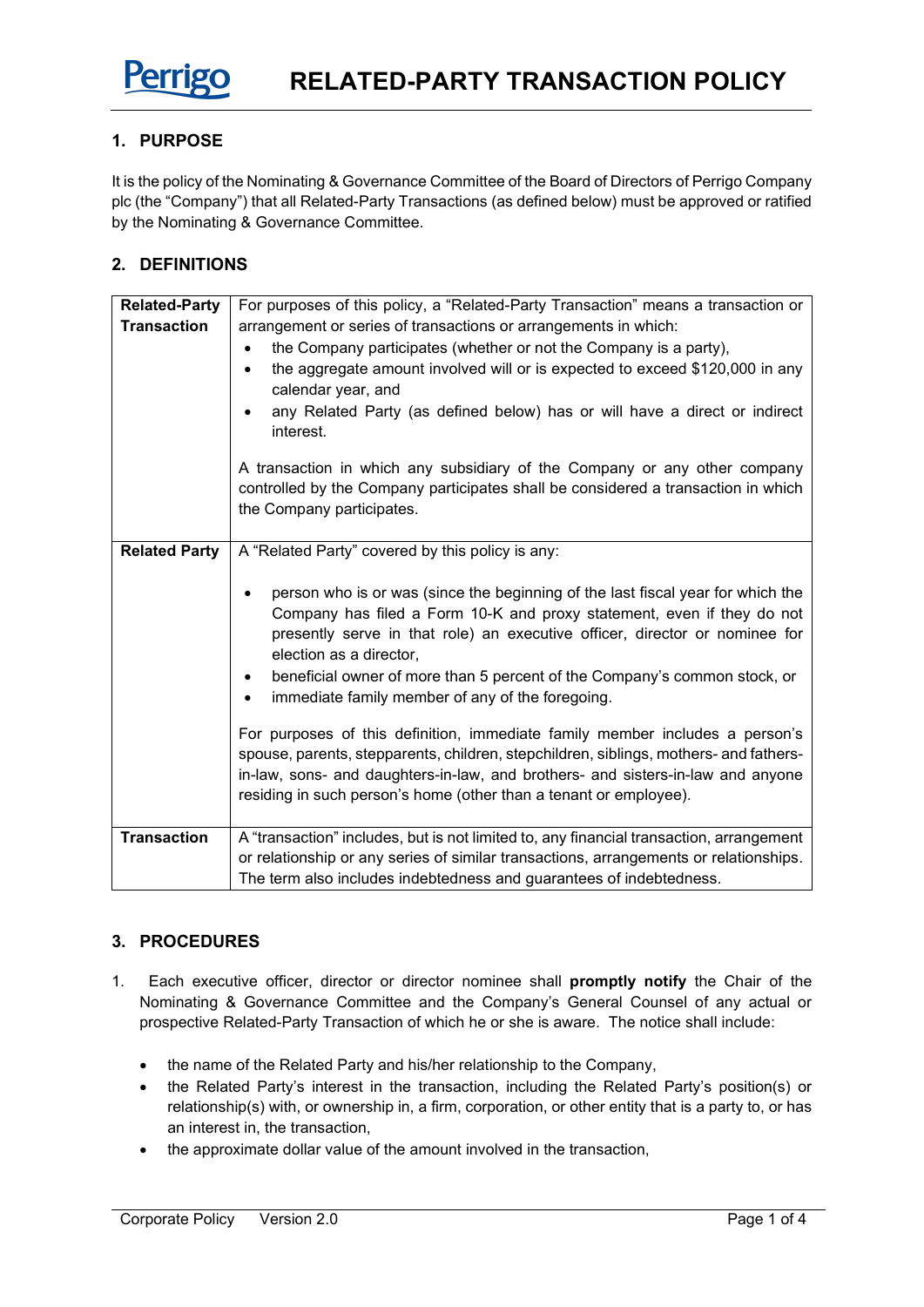# RELATED-PARTY TRANSACTION POLICY

## 1. PURPOSE

It is the policy of the Nominating & Governance Committee of the Board of Directors of Perrigo Company plc (the "Company") that all Related-Party Transactions (as defined below) must be approved or ratified by the Nominating & Governance Committee.

## 2. DEFINITIONS

| | |
|---|---|
| **Related-Party Transaction** | For purposes of this policy, a "Related-Party Transaction" means a transaction or arrangement or series of transactions or arrangements in which:<br>• the Company participates (whether or not the Company is a party),<br>• the aggregate amount involved will or is expected to exceed $120,000 in any calendar year, and<br>• any Related Party (as defined below) has or will have a direct or indirect interest.<br><br>A transaction in which any subsidiary of the Company or any other company controlled by the Company participates shall be considered a transaction in which the Company participates. |
| **Related Party** | A "Related Party" covered by this policy is any:<br><br>• person who is or was (since the beginning of the last fiscal year for which the Company has filed a Form 10-K and proxy statement, even if they do not presently serve in that role) an executive officer, director or nominee for election as a director,<br>• beneficial owner of more than 5 percent of the Company's common stock, or<br>• immediate family member of any of the foregoing.<br><br>For purposes of this definition, immediate family member includes a person's spouse, parents, stepparents, children, stepchildren, siblings, mothers- and fathers-in-law, sons- and daughters-in-law, and brothers- and sisters-in-law and anyone residing in such person's home (other than a tenant or employee). |
| **Transaction** | A "transaction" includes, but is not limited to, any financial transaction, arrangement or relationship or any series of similar transactions, arrangements or relationships. The term also includes indebtedness and guarantees of indebtedness. |

## 3. PROCEDURES

1. Each executive officer, director or director nominee shall **promptly notify** the Chair of the Nominating & Governance Committee and the Company's General Counsel of any actual or prospective Related-Party Transaction of which he or she is aware. The notice shall include:

   - the name of the Related Party and his/her relationship to the Company,
   - the Related Party's interest in the transaction, including the Related Party's position(s) or relationship(s) with, or ownership in, a firm, corporation, or other entity that is a party to, or has an interest in, the transaction,
   - the approximate dollar value of the amount involved in the transaction,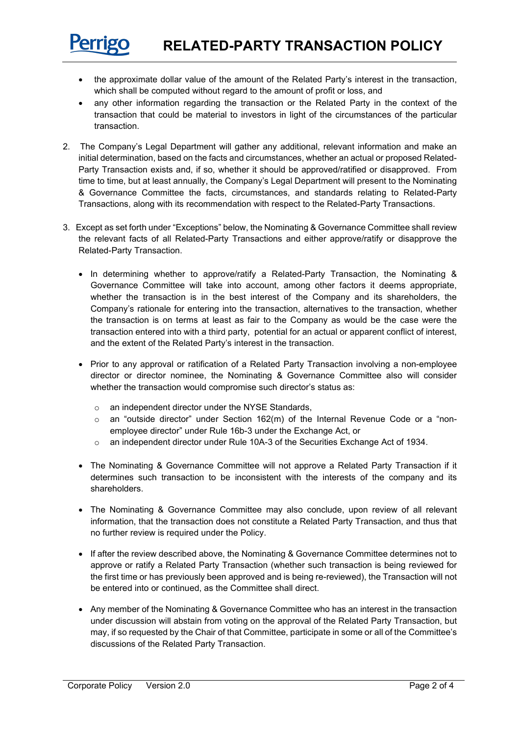- the approximate dollar value of the amount of the Related Party's interest in the transaction, which shall be computed without regard to the amount of profit or loss, and
- any other information regarding the transaction or the Related Party in the context of the transaction that could be material to investors in light of the circumstances of the particular transaction.

2. The Company's Legal Department will gather any additional, relevant information and make an initial determination, based on the facts and circumstances, whether an actual or proposed Related-Party Transaction exists and, if so, whether it should be approved/ratified or disapproved. From time to time, but at least annually, the Company's Legal Department will present to the Nominating & Governance Committee the facts, circumstances, and standards relating to Related-Party Transactions, along with its recommendation with respect to the Related-Party Transactions.

3. Except as set forth under "Exceptions" below, the Nominating & Governance Committee shall review the relevant facts of all Related-Party Transactions and either approve/ratify or disapprove the Related-Party Transaction.

   - In determining whether to approve/ratify a Related-Party Transaction, the Nominating & Governance Committee will take into account, among other factors it deems appropriate, whether the transaction is in the best interest of the Company and its shareholders, the Company's rationale for entering into the transaction, alternatives to the transaction, whether the transaction is on terms at least as fair to the Company as would be the case were the transaction entered into with a third party, potential for an actual or apparent conflict of interest, and the extent of the Related Party's interest in the transaction.

   - Prior to any approval or ratification of a Related Party Transaction involving a non-employee director or director nominee, the Nominating & Governance Committee also will consider whether the transaction would compromise such director's status as:

     - an independent director under the NYSE Standards,
     - an "outside director" under Section 162(m) of the Internal Revenue Code or a "non-employee director" under Rule 16b-3 under the Exchange Act, or
     - an independent director under Rule 10A-3 of the Securities Exchange Act of 1934.

   - The Nominating & Governance Committee will not approve a Related Party Transaction if it determines such transaction to be inconsistent with the interests of the company and its shareholders.

   - The Nominating & Governance Committee may also conclude, upon review of all relevant information, that the transaction does not constitute a Related Party Transaction, and thus that no further review is required under the Policy.

   - If after the review described above, the Nominating & Governance Committee determines not to approve or ratify a Related Party Transaction (whether such transaction is being reviewed for the first time or has previously been approved and is being re-reviewed), the Transaction will not be entered into or continued, as the Committee shall direct.

   - Any member of the Nominating & Governance Committee who has an interest in the transaction under discussion will abstain from voting on the approval of the Related Party Transaction, but may, if so requested by the Chair of that Committee, participate in some or all of the Committee's discussions of the Related Party Transaction.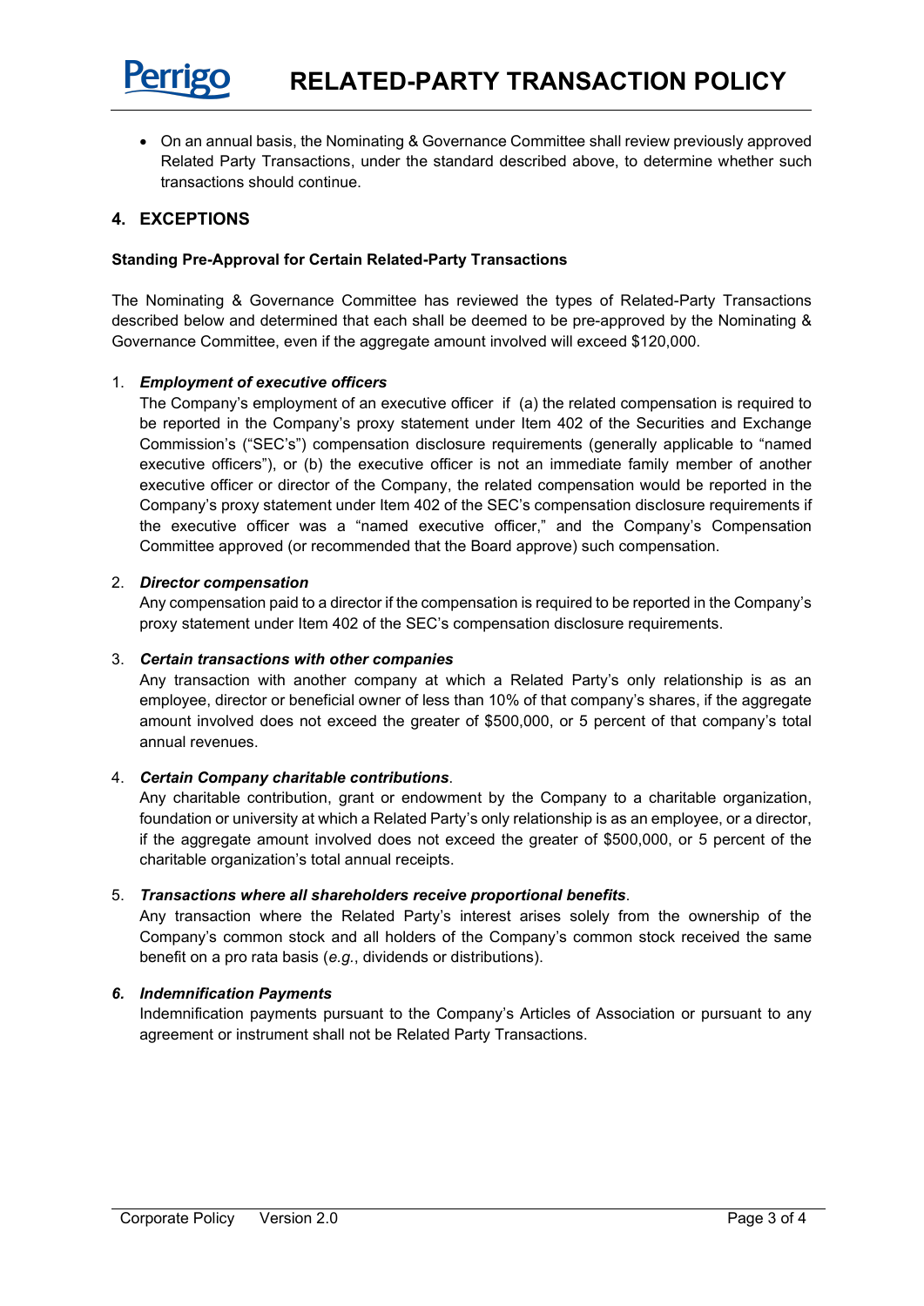- On an annual basis, the Nominating & Governance Committee shall review previously approved Related Party Transactions, under the standard described above, to determine whether such transactions should continue.

## 4. EXCEPTIONS

**Standing Pre-Approval for Certain Related-Party Transactions**

The Nominating & Governance Committee has reviewed the types of Related-Party Transactions described below and determined that each shall be deemed to be pre-approved by the Nominating & Governance Committee, even if the aggregate amount involved will exceed $120,000.

1. ***Employment of executive officers***
   The Company's employment of an executive officer if (a) the related compensation is required to be reported in the Company's proxy statement under Item 402 of the Securities and Exchange Commission's ("SEC's") compensation disclosure requirements (generally applicable to "named executive officers"), or (b) the executive officer is not an immediate family member of another executive officer or director of the Company, the related compensation would be reported in the Company's proxy statement under Item 402 of the SEC's compensation disclosure requirements if the executive officer was a "named executive officer," and the Company's Compensation Committee approved (or recommended that the Board approve) such compensation.

2. ***Director compensation***
   Any compensation paid to a director if the compensation is required to be reported in the Company's proxy statement under Item 402 of the SEC's compensation disclosure requirements.

3. ***Certain transactions with other companies***
   Any transaction with another company at which a Related Party's only relationship is as an employee, director or beneficial owner of less than 10% of that company's shares, if the aggregate amount involved does not exceed the greater of $500,000, or 5 percent of that company's total annual revenues.

4. ***Certain Company charitable contributions***.
   Any charitable contribution, grant or endowment by the Company to a charitable organization, foundation or university at which a Related Party's only relationship is as an employee, or a director, if the aggregate amount involved does not exceed the greater of $500,000, or 5 percent of the charitable organization's total annual receipts.

5. ***Transactions where all shareholders receive proportional benefits***.
   Any transaction where the Related Party's interest arises solely from the ownership of the Company's common stock and all holders of the Company's common stock received the same benefit on a pro rata basis (*e.g.*, dividends or distributions).

6. ***Indemnification Payments***
   Indemnification payments pursuant to the Company's Articles of Association or pursuant to any agreement or instrument shall not be Related Party Transactions.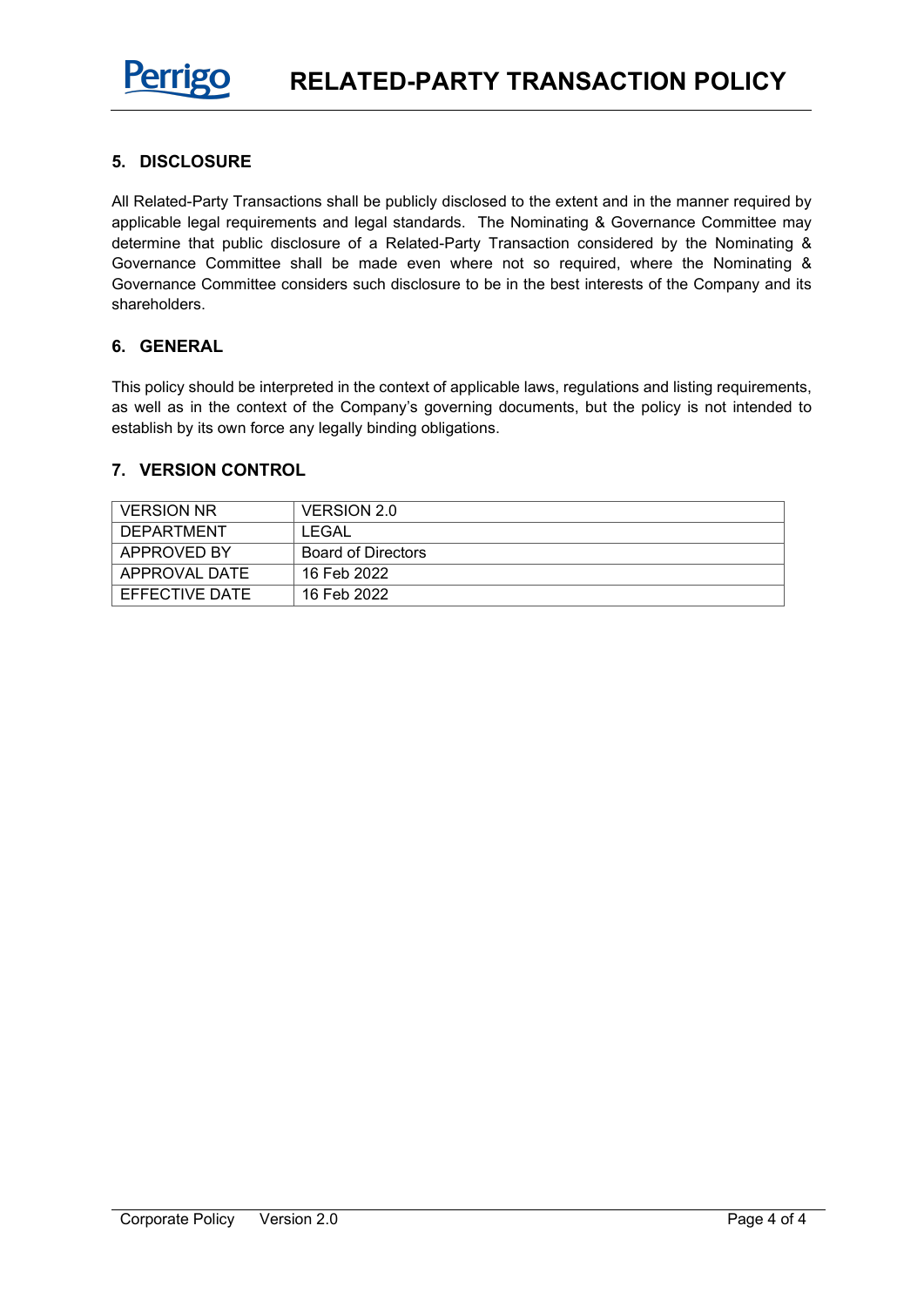## 5. DISCLOSURE

All Related-Party Transactions shall be publicly disclosed to the extent and in the manner required by applicable legal requirements and legal standards. The Nominating & Governance Committee may determine that public disclosure of a Related-Party Transaction considered by the Nominating & Governance Committee shall be made even where not so required, where the Nominating & Governance Committee considers such disclosure to be in the best interests of the Company and its shareholders.

## 6. GENERAL

This policy should be interpreted in the context of applicable laws, regulations and listing requirements, as well as in the context of the Company's governing documents, but the policy is not intended to establish by its own force any legally binding obligations.

## 7. VERSION CONTROL

| | |
|---|---|
| VERSION NR | VERSION 2.0 |
| DEPARTMENT | LEGAL |
| APPROVED BY | Board of Directors |
| APPROVAL DATE | 16 Feb 2022 |
| EFFECTIVE DATE | 16 Feb 2022 |